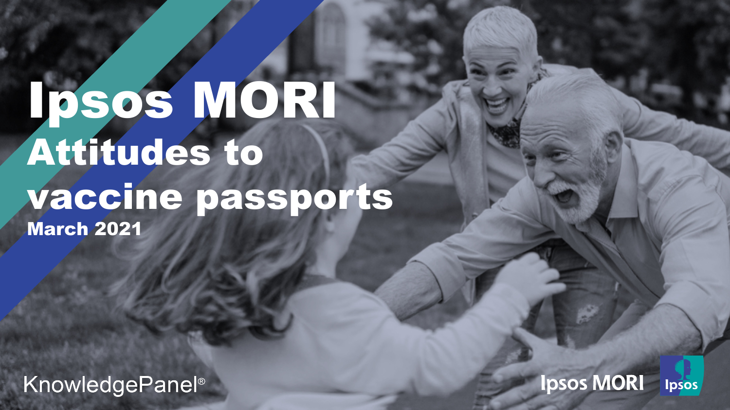# Ipsos MORI

## Attitudes to vaccine passports

March 2021

KnowledgePanel®

Ipsos MORI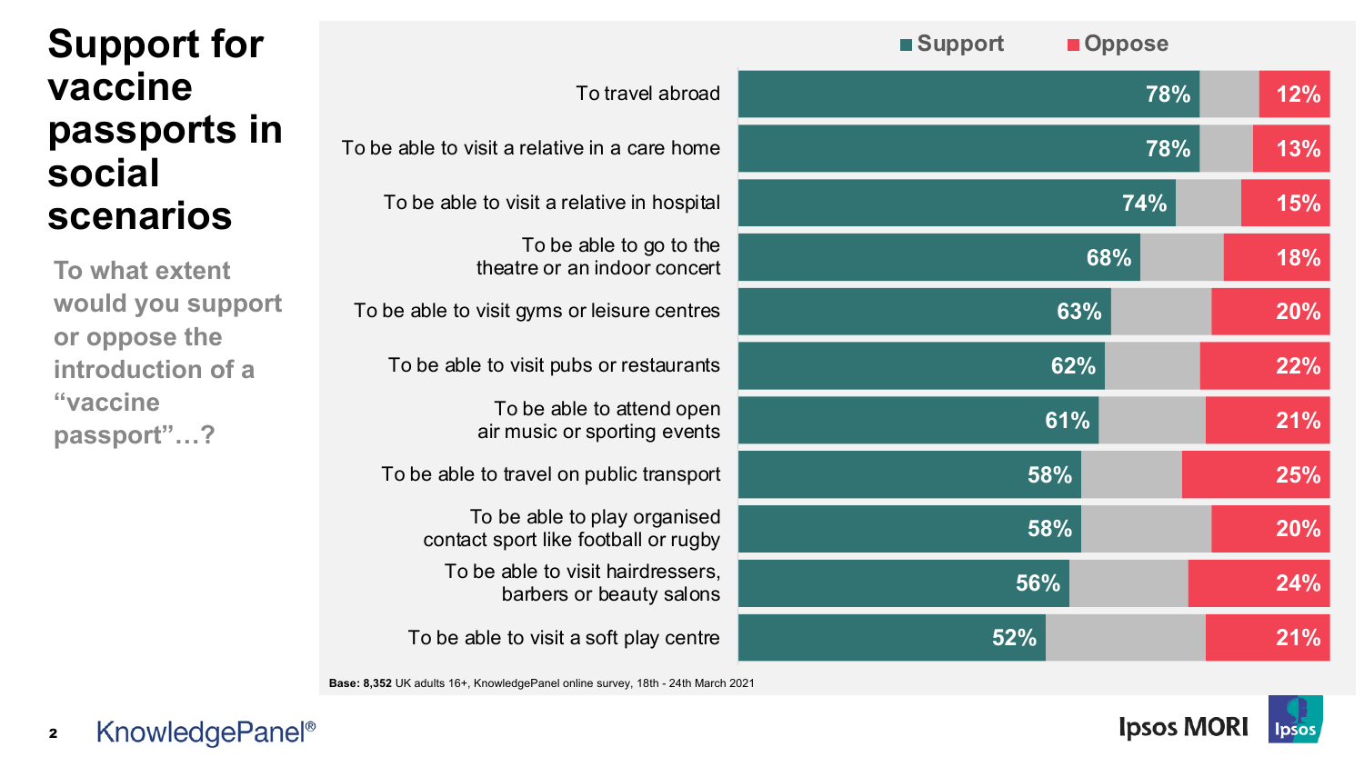# Support for vaccine passports in social scenarios

**To what extent would you support or oppose the introduction of a "vaccine passport"…?**

Support
Oppose

To travel abroad 78% 12%
To be able to visit a relative in a care home 78% 13%
To be able to visit a relative in hospital 74% 15%
To be able to go to the theatre or an indoor concert 68% 18%
To be able to visit gyms or leisure centres 63% 20%
To be able to visit pubs or restaurants 62% 22%
To be able to attend open air music or sporting events 61% 21%
To be able to travel on public transport 58% 25%
To be able to play organised contact sport like football or rugby 58% 20%
To be able to visit hairdressers, barbers or beauty salons 56% 24%
To be able to visit a soft play centre 52% 21%

**Base: 8,352** UK adults 16+, KnowledgePanel online survey, 18th - 24th March 2021

KnowledgePanel®

Ipsos MORI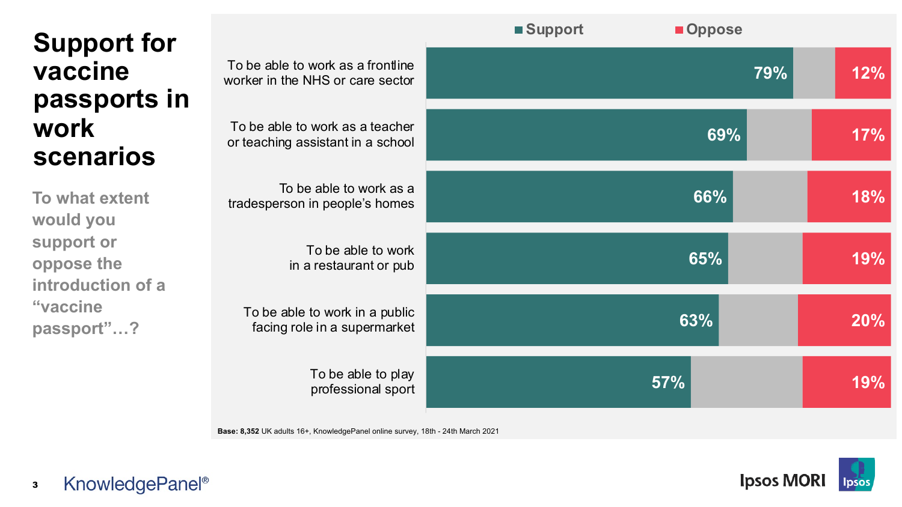# Support for vaccine passports in work scenarios

**To what extent would you support or oppose the introduction of a "vaccine passport"…?**

Support
Oppose

To be able to work as a frontline worker in the NHS or care sector
79%
12%

To be able to work as a teacher or teaching assistant in a school
69%
17%

To be able to work as a tradesperson in people's homes
66%
18%

To be able to work in a restaurant or pub
65%
19%

To be able to work in a public facing role in a supermarket
63%
20%

To be able to play professional sport
57%
19%

**Base: 8,352** UK adults 16+, KnowledgePanel online survey, 18th - 24th March 2021

KnowledgePanel®

Ipsos MORI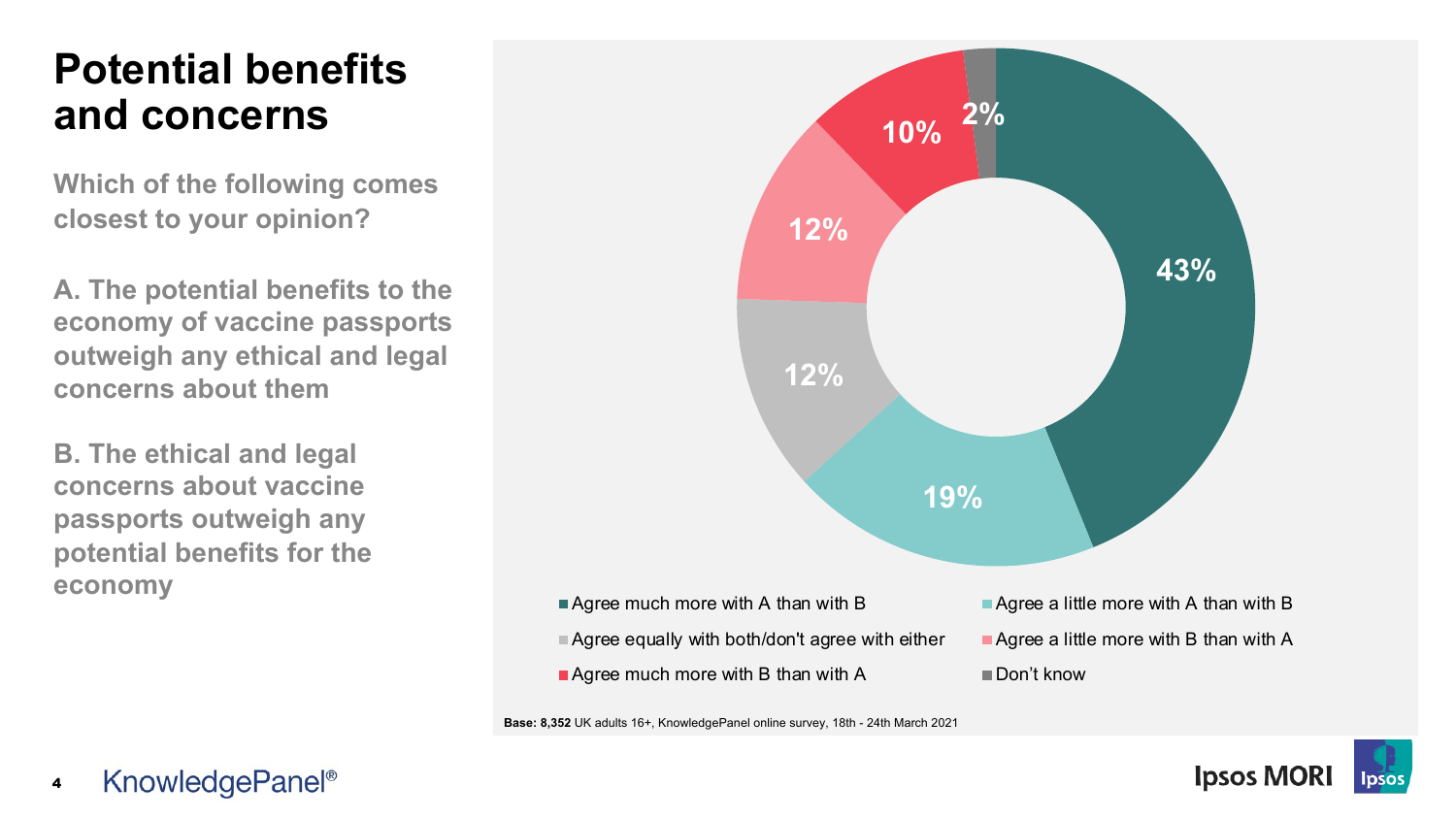# Potential benefits and concerns

**Which of the following comes closest to your opinion?**

**A. The potential benefits to the economy of vaccine passports outweigh any ethical and legal concerns about them**

**B. The ethical and legal concerns about vaccine passports outweigh any potential benefits for the economy**

43%

19%

12%

12%

10%

2%

Agree much more with A than with B

Agree a little more with A than with B

Agree equally with both/don't agree with either

Agree a little more with B than with A

Agree much more with B than with A

Don't know

**Base: 8,352** UK adults 16+, KnowledgePanel online survey, 18th - 24th March 2021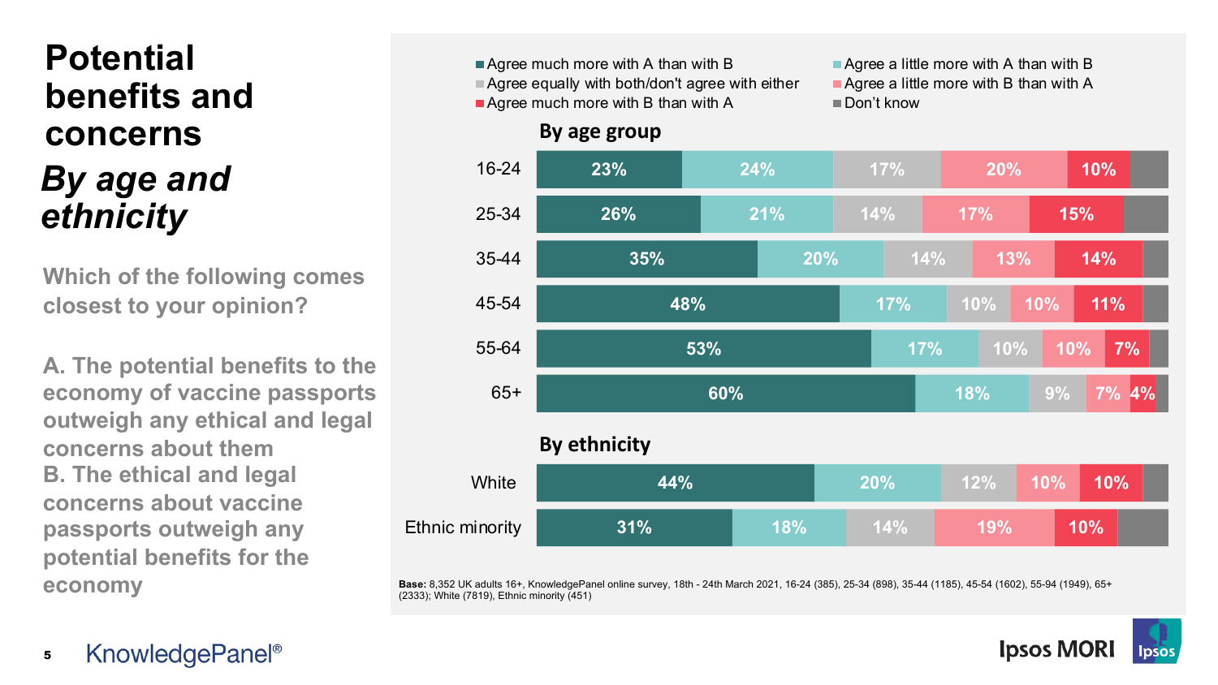# Potential benefits and concerns

## *By age and ethnicity*

**Which of the following comes closest to your opinion?**

**A. The potential benefits to the economy of vaccine passports outweigh any ethical and legal concerns about them**

**B. The ethical and legal concerns about vaccine passports outweigh any potential benefits for the economy**

Agree much more with A than with B
Agree a little more with A than with B
Agree equally with both/don't agree with either
Agree a little more with B than with A
Agree much more with B than with A
Don't know

**By age group**

16-24: 23% 24% 17% 20% 10%
25-34: 26% 21% 14% 17% 15%
35-44: 35% 20% 14% 13% 14%
45-54: 48% 17% 10% 10% 11%
55-64: 53% 17% 10% 10% 7%
65+: 60% 18% 9% 7% 4%

**By ethnicity**

White: 44% 20% 12% 10% 10%
Ethnic minority: 31% 18% 14% 19% 10%

**Base:** 8,352 UK adults 16+, KnowledgePanel online survey, 18th - 24th March 2021, 16-24 (385), 25-34 (898), 35-44 (1185), 45-54 (1602), 55-94 (1949), 65+ (2333); White (7819), Ethnic minority (451)

KnowledgePanel®

Ipsos MORI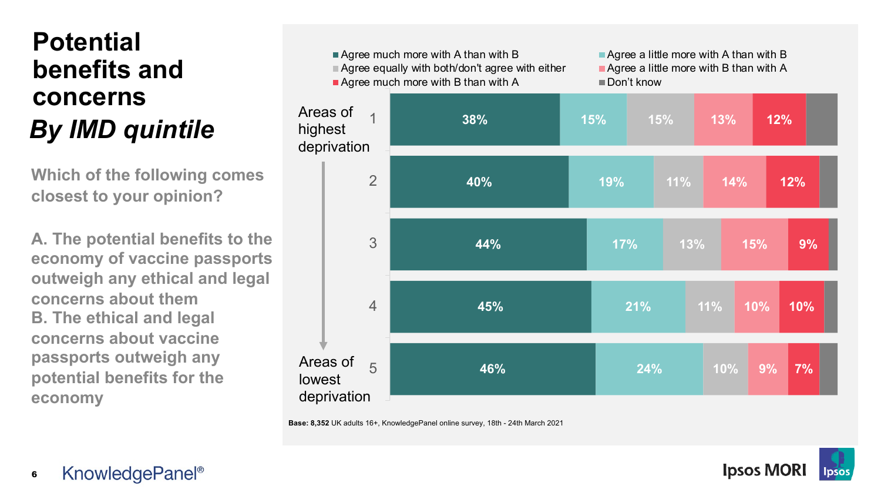# Potential benefits and concerns

## *By IMD quintile*

**Which of the following comes closest to your opinion?**

**A. The potential benefits to the economy of vaccine passports outweigh any ethical and legal concerns about them**
**B. The ethical and legal concerns about vaccine passports outweigh any potential benefits for the economy**

Agree much more with A than with B
Agree a little more with A than with B
Agree equally with both/don't agree with either
Agree a little more with B than with A
Agree much more with B than with A
Don't know

Areas of highest deprivation 1: 38% 15% 15% 13% 12%
2: 40% 19% 11% 14% 12%
3: 44% 17% 13% 15% 9%
4: 45% 21% 11% 10% 10%
Areas of lowest deprivation 5: 46% 24% 10% 9% 7%

**Base:** 8,352 UK adults 16+, KnowledgePanel online survey, 18th - 24th March 2021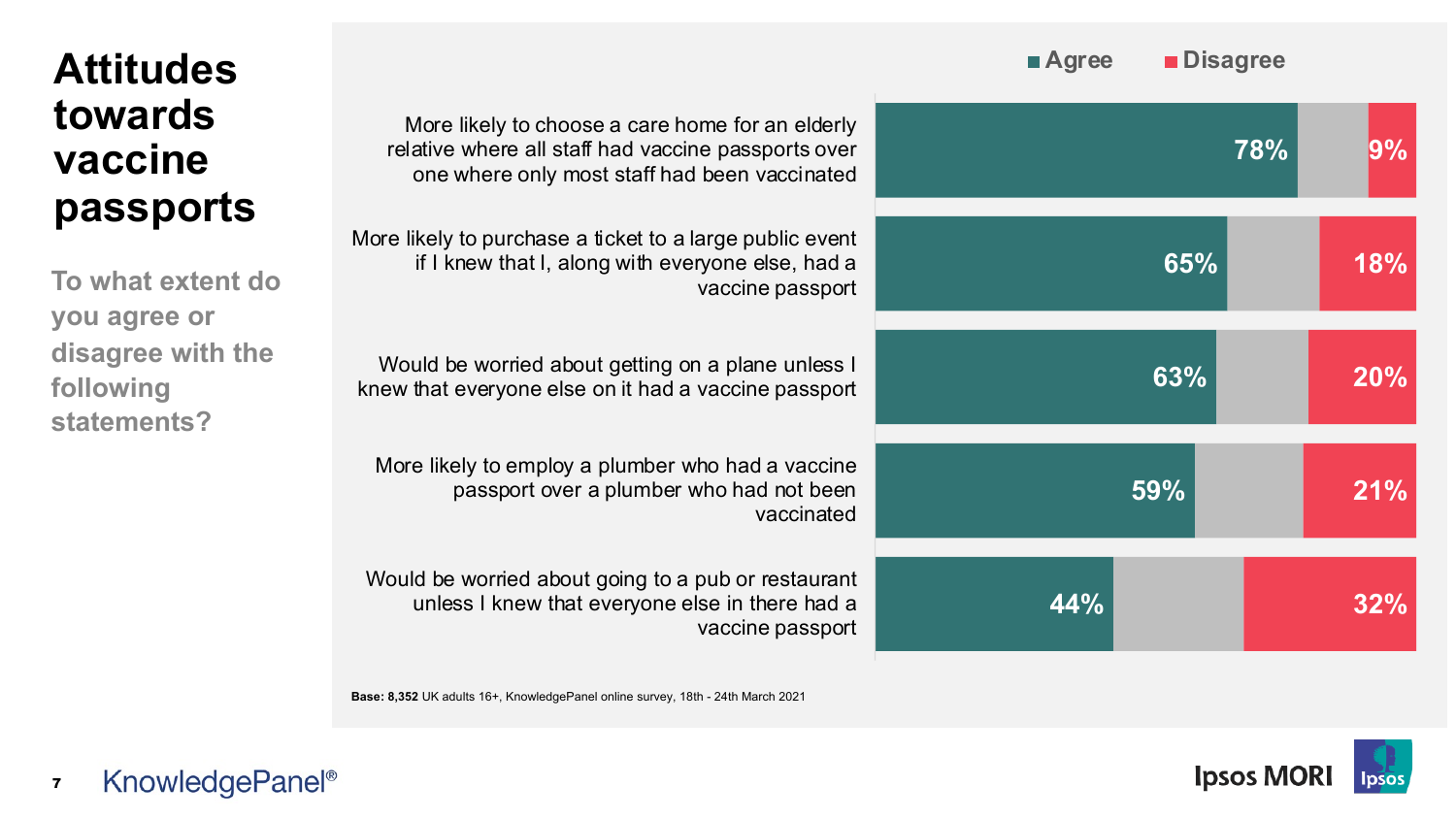# Attitudes towards vaccine passports

**To what extent do you agree or disagree with the following statements?**

Agree
Disagree

More likely to choose a care home for an elderly relative where all staff had vaccine passports over one where only most staff had been vaccinated
78%
9%

More likely to purchase a ticket to a large public event if I knew that I, along with everyone else, had a vaccine passport
65%
18%

Would be worried about getting on a plane unless I knew that everyone else on it had a vaccine passport
63%
20%

More likely to employ a plumber who had a vaccine passport over a plumber who had not been vaccinated
59%
21%

Would be worried about going to a pub or restaurant unless I knew that everyone else in there had a vaccine passport
44%
32%

**Base: 8,352** UK adults 16+, KnowledgePanel online survey, 18th - 24th March 2021

KnowledgePanel®

Ipsos MORI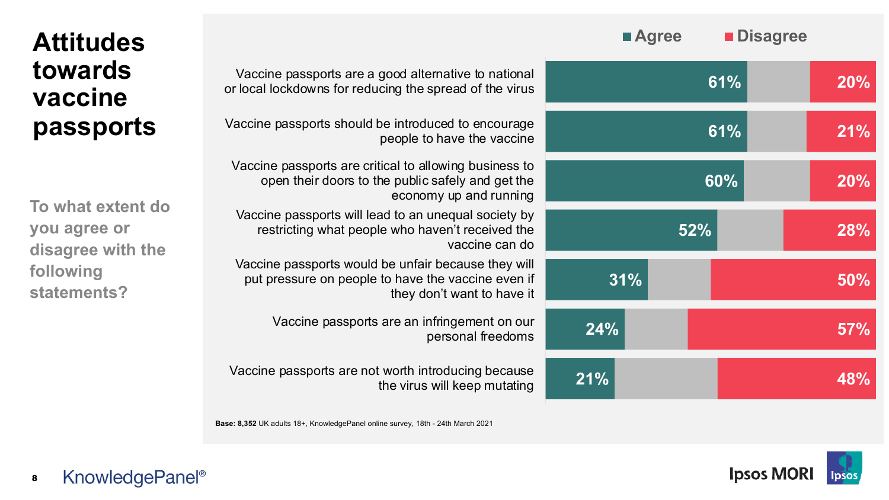# Attitudes towards vaccine passports

To what extent do you agree or disagree with the following statements?

Agree
Disagree

Vaccine passports are a good alternative to national or local lockdowns for reducing the spread of the virus
61%
20%

Vaccine passports should be introduced to encourage people to have the vaccine
61%
21%

Vaccine passports are critical to allowing business to open their doors to the public safely and get the economy up and running
60%
20%

Vaccine passports will lead to an unequal society by restricting what people who haven't received the vaccine can do
52%
28%

Vaccine passports would be unfair because they will put pressure on people to have the vaccine even if they don't want to have it
31%
50%

Vaccine passports are an infringement on our personal freedoms
24%
57%

Vaccine passports are not worth introducing because the virus will keep mutating
21%
48%

**Base: 8,352** UK adults 18+, KnowledgePanel online survey, 18th - 24th March 2021

KnowledgePanel®

Ipsos MORI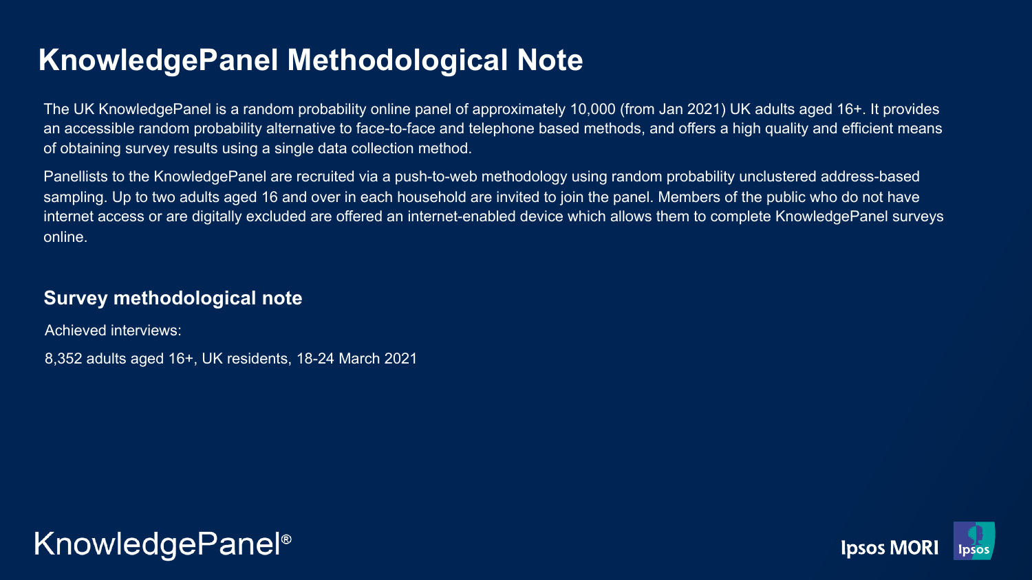# KnowledgePanel Methodological Note

The UK KnowledgePanel is a random probability online panel of approximately 10,000 (from Jan 2021) UK adults aged 16+. It provides an accessible random probability alternative to face-to-face and telephone based methods, and offers a high quality and efficient means of obtaining survey results using a single data collection method.

Panellists to the KnowledgePanel are recruited via a push-to-web methodology using random probability unclustered address-based sampling. Up to two adults aged 16 and over in each household are invited to join the panel. Members of the public who do not have internet access or are digitally excluded are offered an internet-enabled device which allows them to complete KnowledgePanel surveys online.

## Survey methodological note

Achieved interviews:

8,352 adults aged 16+, UK residents, 18-24 March 2021

KnowledgePanel®

Ipsos MORI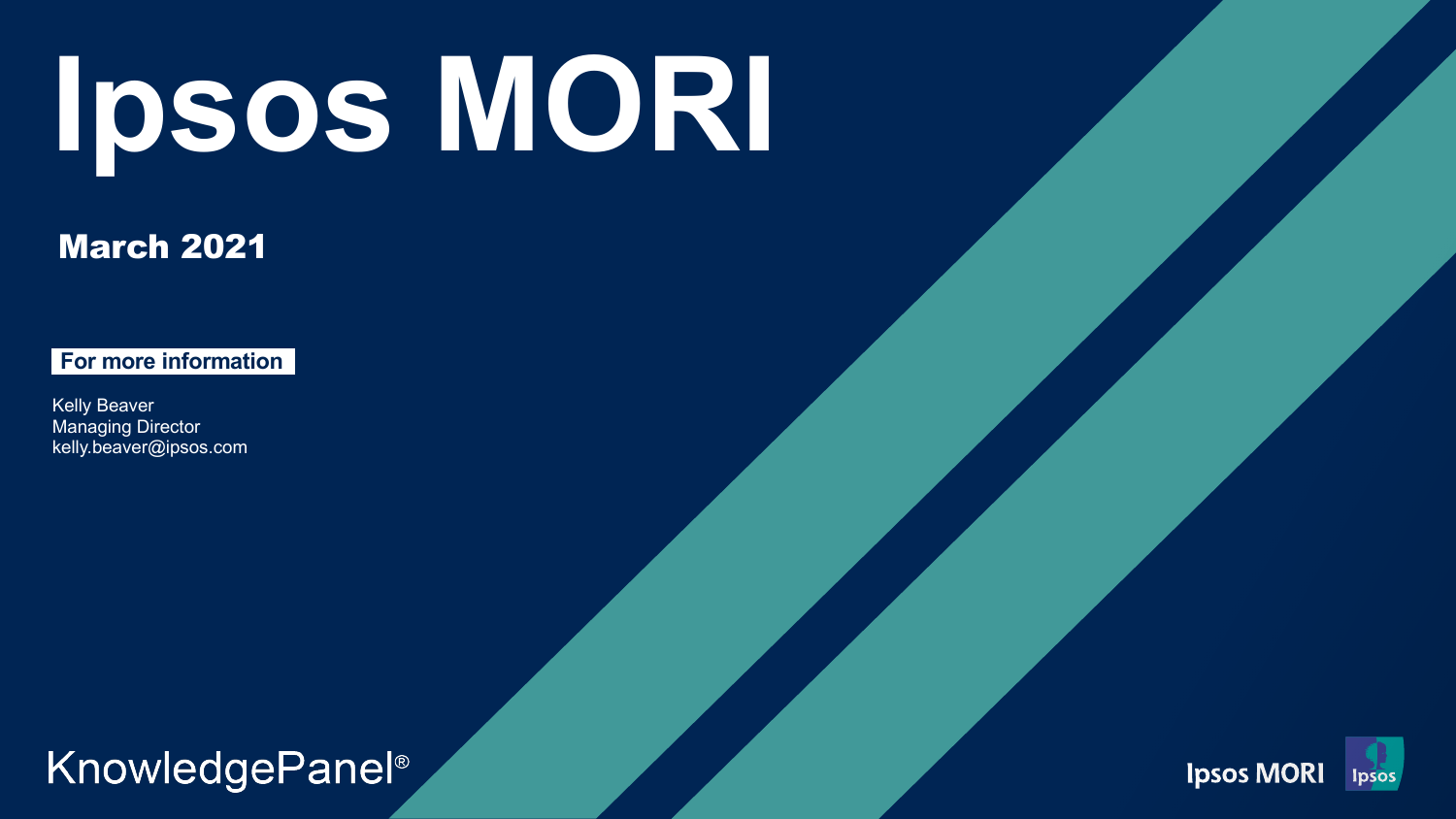# Ipsos MORI

**March 2021**

**For more information**

Kelly Beaver
Managing Director
kelly.beaver@ipsos.com

KnowledgePanel®

Ipsos MORI